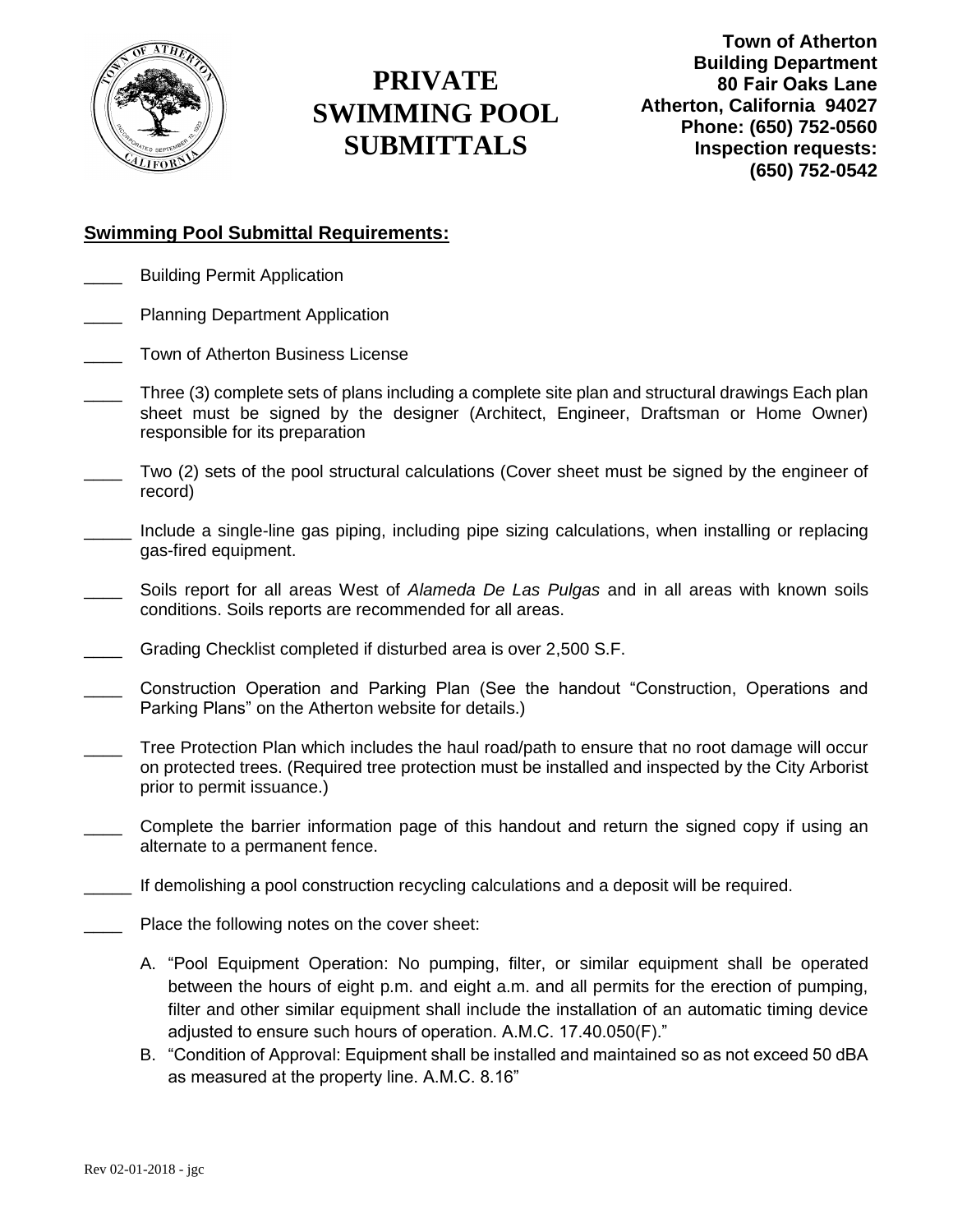# PRIVATE SWIMMING POOL SUBMITTALS

**Town of Atherton**
**Building Department**
**80 Fair Oaks Lane**
**Atherton, California 94027**
**Phone: (650) 752-0560**
**Inspection requests:**
**(650) 752-0542**

## Swimming Pool Submittal Requirements:

____ Building Permit Application

____ Planning Department Application

____ Town of Atherton Business License

____ Three (3) complete sets of plans including a complete site plan and structural drawings Each plan sheet must be signed by the designer (Architect, Engineer, Draftsman or Home Owner) responsible for its preparation

____ Two (2) sets of the pool structural calculations (Cover sheet must be signed by the engineer of record)

_____ Include a single-line gas piping, including pipe sizing calculations, when installing or replacing gas-fired equipment.

____ Soils report for all areas West of *Alameda De Las Pulgas* and in all areas with known soils conditions. Soils reports are recommended for all areas.

____ Grading Checklist completed if disturbed area is over 2,500 S.F.

____ Construction Operation and Parking Plan (See the handout "Construction, Operations and Parking Plans" on the Atherton website for details.)

____ Tree Protection Plan which includes the haul road/path to ensure that no root damage will occur on protected trees. (Required tree protection must be installed and inspected by the City Arborist prior to permit issuance.)

____ Complete the barrier information page of this handout and return the signed copy if using an alternate to a permanent fence.

_____ If demolishing a pool construction recycling calculations and a deposit will be required.

____ Place the following notes on the cover sheet:

A. "Pool Equipment Operation: No pumping, filter, or similar equipment shall be operated between the hours of eight p.m. and eight a.m. and all permits for the erection of pumping, filter and other similar equipment shall include the installation of an automatic timing device adjusted to ensure such hours of operation. A.M.C. 17.40.050(F)."
B. "Condition of Approval: Equipment shall be installed and maintained so as not exceed 50 dBA as measured at the property line. A.M.C. 8.16"

Rev 02-01-2018 - jgc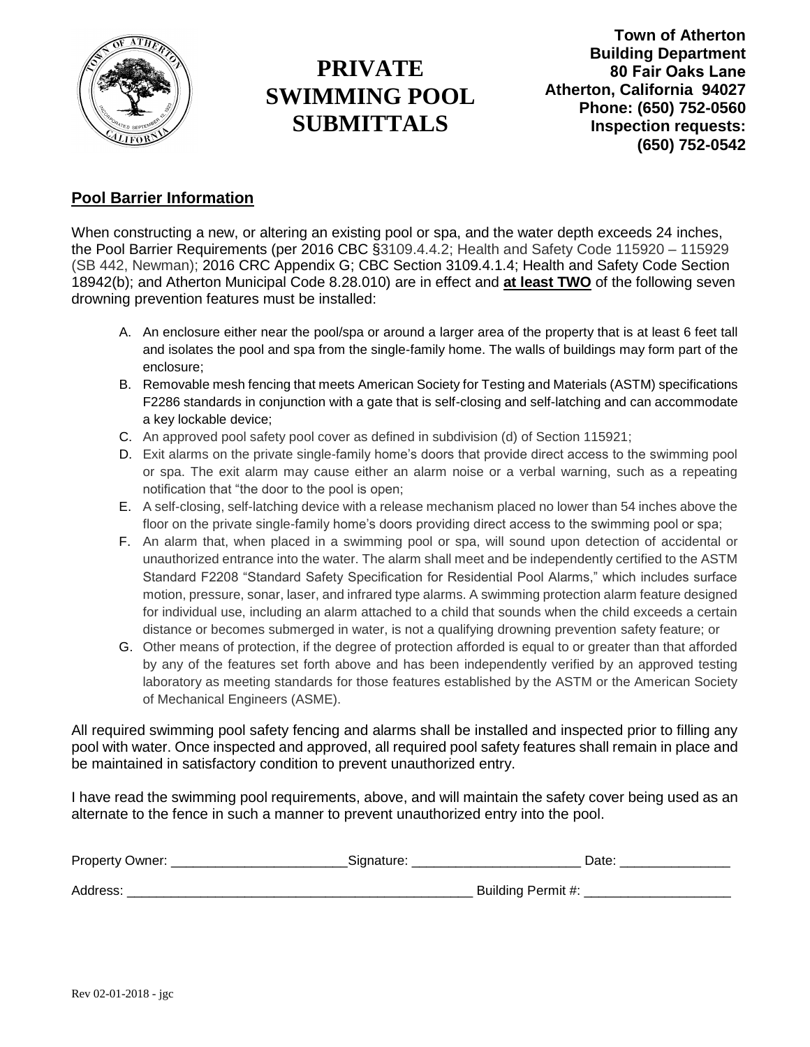# PRIVATE SWIMMING POOL SUBMITTALS

**Town of Atherton**
**Building Department**
**80 Fair Oaks Lane**
**Atherton, California 94027**
**Phone: (650) 752-0560**
**Inspection requests: (650) 752-0542**

## Pool Barrier Information

When constructing a new, or altering an existing pool or spa, and the water depth exceeds 24 inches, the Pool Barrier Requirements (per 2016 CBC §3109.4.4.2; Health and Safety Code 115920 – 115929 (SB 442, Newman); 2016 CRC Appendix G; CBC Section 3109.4.1.4; Health and Safety Code Section 18942(b); and Atherton Municipal Code 8.28.010) are in effect and **at least TWO** of the following seven drowning prevention features must be installed:

A. An enclosure either near the pool/spa or around a larger area of the property that is at least 6 feet tall and isolates the pool and spa from the single-family home. The walls of buildings may form part of the enclosure;

B. Removable mesh fencing that meets American Society for Testing and Materials (ASTM) specifications F2286 standards in conjunction with a gate that is self-closing and self-latching and can accommodate a key lockable device;

C. An approved pool safety pool cover as defined in subdivision (d) of Section 115921;

D. Exit alarms on the private single-family home's doors that provide direct access to the swimming pool or spa. The exit alarm may cause either an alarm noise or a verbal warning, such as a repeating notification that "the door to the pool is open;

E. A self-closing, self-latching device with a release mechanism placed no lower than 54 inches above the floor on the private single-family home's doors providing direct access to the swimming pool or spa;

F. An alarm that, when placed in a swimming pool or spa, will sound upon detection of accidental or unauthorized entrance into the water. The alarm shall meet and be independently certified to the ASTM Standard F2208 "Standard Safety Specification for Residential Pool Alarms," which includes surface motion, pressure, sonar, laser, and infrared type alarms. A swimming protection alarm feature designed for individual use, including an alarm attached to a child that sounds when the child exceeds a certain distance or becomes submerged in water, is not a qualifying drowning prevention safety feature; or

G. Other means of protection, if the degree of protection afforded is equal to or greater than that afforded by any of the features set forth above and has been independently verified by an approved testing laboratory as meeting standards for those features established by the ASTM or the American Society of Mechanical Engineers (ASME).

All required swimming pool safety fencing and alarms shall be installed and inspected prior to filling any pool with water. Once inspected and approved, all required pool safety features shall remain in place and be maintained in satisfactory condition to prevent unauthorized entry.

I have read the swimming pool requirements, above, and will maintain the safety cover being used as an alternate to the fence in such a manner to prevent unauthorized entry into the pool.

Property Owner: ________________________ Signature: ________________________ Date: _______________

Address: ________________________________________________ Building Permit #: ____________________

Rev 02-01-2018 - jgc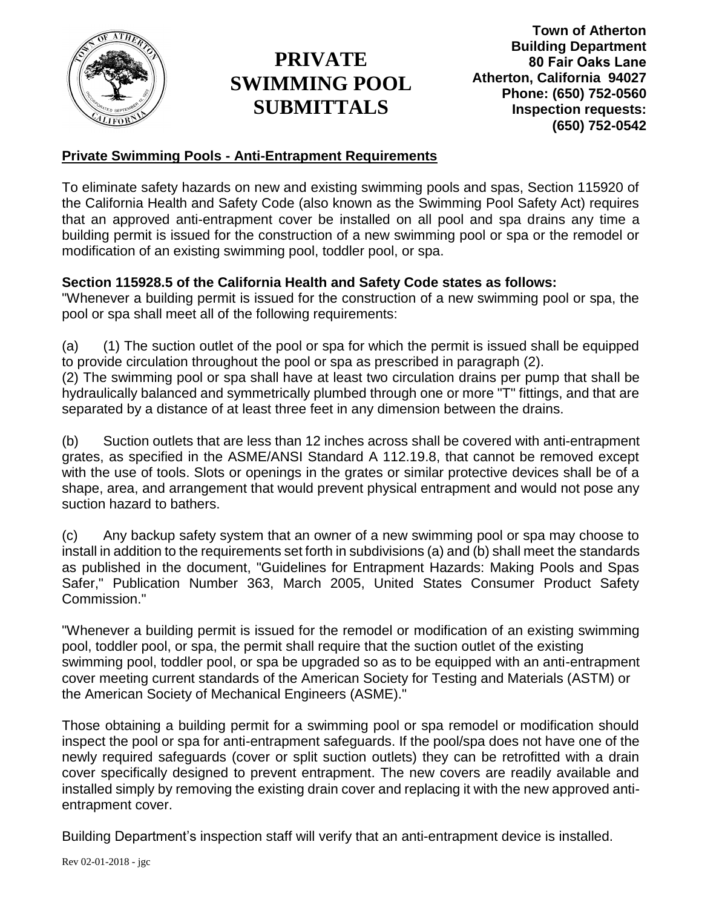# PRIVATE SWIMMING POOL SUBMITTALS

**Town of Atherton**
**Building Department**
**80 Fair Oaks Lane**
**Atherton, California 94027**
**Phone: (650) 752-0560**
**Inspection requests: (650) 752-0542**

## Private Swimming Pools - Anti-Entrapment Requirements

To eliminate safety hazards on new and existing swimming pools and spas, Section 115920 of the California Health and Safety Code (also known as the Swimming Pool Safety Act) requires that an approved anti-entrapment cover be installed on all pool and spa drains any time a building permit is issued for the construction of a new swimming pool or spa or the remodel or modification of an existing swimming pool, toddler pool, or spa.

**Section 115928.5 of the California Health and Safety Code states as follows:**

"Whenever a building permit is issued for the construction of a new swimming pool or spa, the pool or spa shall meet all of the following requirements:

(a) (1) The suction outlet of the pool or spa for which the permit is issued shall be equipped to provide circulation throughout the pool or spa as prescribed in paragraph (2).
(2) The swimming pool or spa shall have at least two circulation drains per pump that shall be hydraulically balanced and symmetrically plumbed through one or more "T" fittings, and that are separated by a distance of at least three feet in any dimension between the drains.

(b) Suction outlets that are less than 12 inches across shall be covered with anti-entrapment grates, as specified in the ASME/ANSI Standard A 112.19.8, that cannot be removed except with the use of tools. Slots or openings in the grates or similar protective devices shall be of a shape, area, and arrangement that would prevent physical entrapment and would not pose any suction hazard to bathers.

(c) Any backup safety system that an owner of a new swimming pool or spa may choose to install in addition to the requirements set forth in subdivisions (a) and (b) shall meet the standards as published in the document, "Guidelines for Entrapment Hazards: Making Pools and Spas Safer," Publication Number 363, March 2005, United States Consumer Product Safety Commission."

"Whenever a building permit is issued for the remodel or modification of an existing swimming pool, toddler pool, or spa, the permit shall require that the suction outlet of the existing swimming pool, toddler pool, or spa be upgraded so as to be equipped with an anti-entrapment cover meeting current standards of the American Society for Testing and Materials (ASTM) or the American Society of Mechanical Engineers (ASME)."

Those obtaining a building permit for a swimming pool or spa remodel or modification should inspect the pool or spa for anti-entrapment safeguards. If the pool/spa does not have one of the newly required safeguards (cover or split suction outlets) they can be retrofitted with a drain cover specifically designed to prevent entrapment. The new covers are readily available and installed simply by removing the existing drain cover and replacing it with the new approved anti-entrapment cover.

Building Department's inspection staff will verify that an anti-entrapment device is installed.

Rev 02-01-2018 - jgc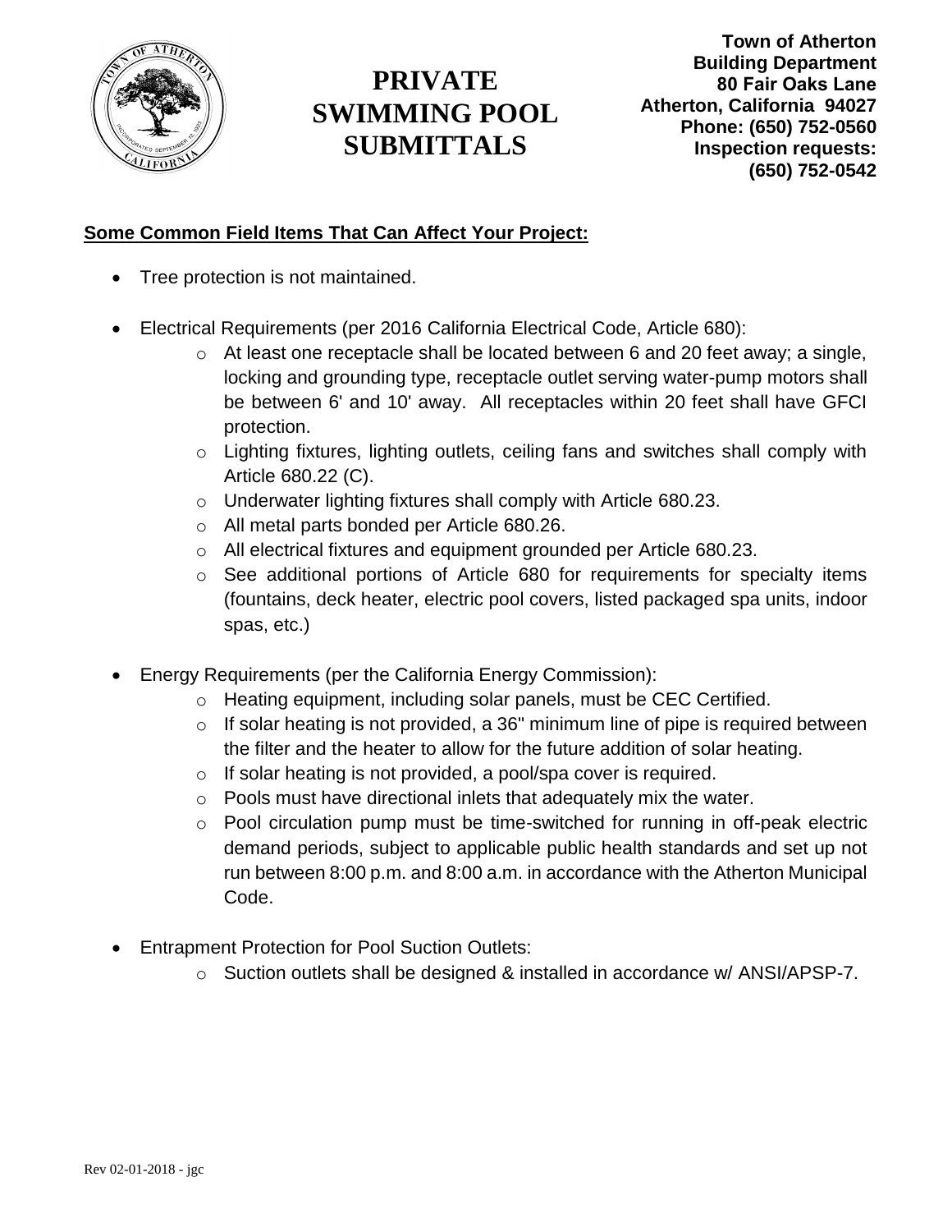# PRIVATE SWIMMING POOL SUBMITTALS

**Town of Atherton**
**Building Department**
**80 Fair Oaks Lane**
**Atherton, California 94027**
**Phone: (650) 752-0560**
**Inspection requests:**
**(650) 752-0542**

## Some Common Field Items That Can Affect Your Project:

- Tree protection is not maintained.
- Electrical Requirements (per 2016 California Electrical Code, Article 680):
  - At least one receptacle shall be located between 6 and 20 feet away; a single, locking and grounding type, receptacle outlet serving water-pump motors shall be between 6' and 10' away. All receptacles within 20 feet shall have GFCI protection.
  - Lighting fixtures, lighting outlets, ceiling fans and switches shall comply with Article 680.22 (C).
  - Underwater lighting fixtures shall comply with Article 680.23.
  - All metal parts bonded per Article 680.26.
  - All electrical fixtures and equipment grounded per Article 680.23.
  - See additional portions of Article 680 for requirements for specialty items (fountains, deck heater, electric pool covers, listed packaged spa units, indoor spas, etc.)
- Energy Requirements (per the California Energy Commission):
  - Heating equipment, including solar panels, must be CEC Certified.
  - If solar heating is not provided, a 36" minimum line of pipe is required between the filter and the heater to allow for the future addition of solar heating.
  - If solar heating is not provided, a pool/spa cover is required.
  - Pools must have directional inlets that adequately mix the water.
  - Pool circulation pump must be time-switched for running in off-peak electric demand periods, subject to applicable public health standards and set up not run between 8:00 p.m. and 8:00 a.m. in accordance with the Atherton Municipal Code.
- Entrapment Protection for Pool Suction Outlets:
  - Suction outlets shall be designed & installed in accordance w/ ANSI/APSP-7.

Rev 02-01-2018 - jgc